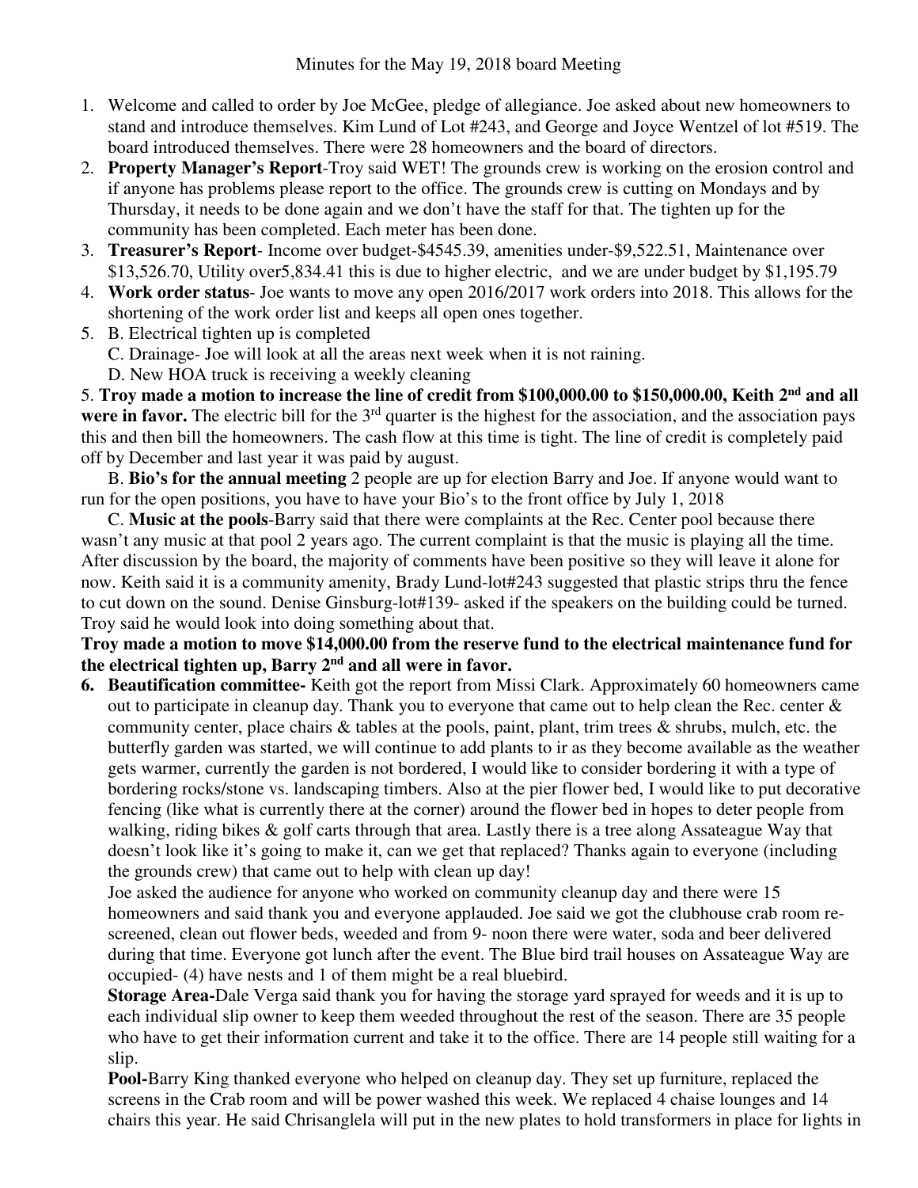Minutes for the May 19, 2018 board Meeting

1. Welcome and called to order by Joe McGee, pledge of allegiance. Joe asked about new homeowners to stand and introduce themselves. Kim Lund of Lot #243, and George and Joyce Wentzel of lot #519. The board introduced themselves. There were 28 homeowners and the board of directors.
2. **Property Manager's Report**-Troy said WET! The grounds crew is working on the erosion control and if anyone has problems please report to the office. The grounds crew is cutting on Mondays and by Thursday, it needs to be done again and we don't have the staff for that. The tighten up for the community has been completed. Each meter has been done.
3. **Treasurer's Report**- Income over budget-$4545.39, amenities under-$9,522.51, Maintenance over $13,526.70, Utility over5,834.41 this is due to higher electric, and we are under budget by $1,195.79
4. **Work order status**- Joe wants to move any open 2016/2017 work orders into 2018. This allows for the shortening of the work order list and keeps all open ones together.
5. B. Electrical tighten up is completed

   C. Drainage- Joe will look at all the areas next week when it is not raining.

   D. New HOA truck is receiving a weekly cleaning

5. **Troy made a motion to increase the line of credit from $100,000.00 to $150,000.00, Keith 2nd and all were in favor.** The electric bill for the 3rd quarter is the highest for the association, and the association pays this and then bill the homeowners. The cash flow at this time is tight. The line of credit is completely paid off by December and last year it was paid by august.

   B. **Bio's for the annual meeting** 2 people are up for election Barry and Joe. If anyone would want to run for the open positions, you have to have your Bio's to the front office by July 1, 2018

   C. **Music at the pools**-Barry said that there were complaints at the Rec. Center pool because there wasn't any music at that pool 2 years ago. The current complaint is that the music is playing all the time. After discussion by the board, the majority of comments have been positive so they will leave it alone for now. Keith said it is a community amenity, Brady Lund-lot#243 suggested that plastic strips thru the fence to cut down on the sound. Denise Ginsburg-lot#139- asked if the speakers on the building could be turned. Troy said he would look into doing something about that.

**Troy made a motion to move $14,000.00 from the reserve fund to the electrical maintenance fund for the electrical tighten up, Barry 2nd and all were in favor.**

6. **Beautification committee-** Keith got the report from Missi Clark. Approximately 60 homeowners came out to participate in cleanup day. Thank you to everyone that came out to help clean the Rec. center & community center, place chairs & tables at the pools, paint, plant, trim trees & shrubs, mulch, etc. the butterfly garden was started, we will continue to add plants to ir as they become available as the weather gets warmer, currently the garden is not bordered, I would like to consider bordering it with a type of bordering rocks/stone vs. landscaping timbers. Also at the pier flower bed, I would like to put decorative fencing (like what is currently there at the corner) around the flower bed in hopes to deter people from walking, riding bikes & golf carts through that area. Lastly there is a tree along Assateague Way that doesn't look like it's going to make it, can we get that replaced? Thanks again to everyone (including the grounds crew) that came out to help with clean up day!

   Joe asked the audience for anyone who worked on community cleanup day and there were 15 homeowners and said thank you and everyone applauded. Joe said we got the clubhouse crab room re-screened, clean out flower beds, weeded and from 9- noon there were water, soda and beer delivered during that time. Everyone got lunch after the event. The Blue bird trail houses on Assateague Way are occupied- (4) have nests and 1 of them might be a real bluebird.

   **Storage Area-**Dale Verga said thank you for having the storage yard sprayed for weeds and it is up to each individual slip owner to keep them weeded throughout the rest of the season. There are 35 people who have to get their information current and take it to the office. There are 14 people still waiting for a slip.

   **Pool-**Barry King thanked everyone who helped on cleanup day. They set up furniture, replaced the screens in the Crab room and will be power washed this week. We replaced 4 chaise lounges and 14 chairs this year. He said Chrisanglela will put in the new plates to hold transformers in place for lights in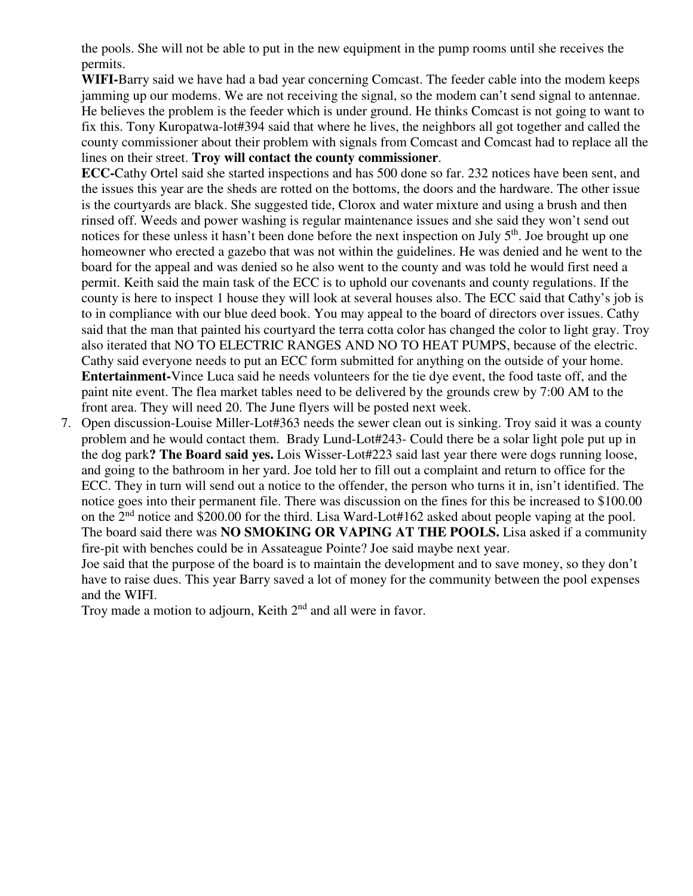the pools. She will not be able to put in the new equipment in the pump rooms until she receives the permits.

**WIFI-**Barry said we have had a bad year concerning Comcast. The feeder cable into the modem keeps jamming up our modems. We are not receiving the signal, so the modem can't send signal to antennae. He believes the problem is the feeder which is under ground. He thinks Comcast is not going to want to fix this. Tony Kuropatwa-lot#394 said that where he lives, the neighbors all got together and called the county commissioner about their problem with signals from Comcast and Comcast had to replace all the lines on their street. **Troy will contact the county commissioner**.

**ECC-**Cathy Ortel said she started inspections and has 500 done so far. 232 notices have been sent, and the issues this year are the sheds are rotted on the bottoms, the doors and the hardware. The other issue is the courtyards are black. She suggested tide, Clorox and water mixture and using a brush and then rinsed off. Weeds and power washing is regular maintenance issues and she said they won't send out notices for these unless it hasn't been done before the next inspection on July 5th. Joe brought up one homeowner who erected a gazebo that was not within the guidelines. He was denied and he went to the board for the appeal and was denied so he also went to the county and was told he would first need a permit. Keith said the main task of the ECC is to uphold our covenants and county regulations. If the county is here to inspect 1 house they will look at several houses also. The ECC said that Cathy's job is to in compliance with our blue deed book. You may appeal to the board of directors over issues. Cathy said that the man that painted his courtyard the terra cotta color has changed the color to light gray. Troy also iterated that NO TO ELECTRIC RANGES AND NO TO HEAT PUMPS, because of the electric. Cathy said everyone needs to put an ECC form submitted for anything on the outside of your home.

**Entertainment-**Vince Luca said he needs volunteers for the tie dye event, the food taste off, and the paint nite event. The flea market tables need to be delivered by the grounds crew by 7:00 AM to the front area. They will need 20. The June flyers will be posted next week.

7. Open discussion-Louise Miller-Lot#363 needs the sewer clean out is sinking. Troy said it was a county problem and he would contact them. Brady Lund-Lot#243- Could there be a solar light pole put up in the dog park**? The Board said yes.** Lois Wisser-Lot#223 said last year there were dogs running loose, and going to the bathroom in her yard. Joe told her to fill out a complaint and return to office for the ECC. They in turn will send out a notice to the offender, the person who turns it in, isn't identified. The notice goes into their permanent file. There was discussion on the fines for this be increased to $100.00 on the 2nd notice and $200.00 for the third. Lisa Ward-Lot#162 asked about people vaping at the pool. The board said there was **NO SMOKING OR VAPING AT THE POOLS.** Lisa asked if a community fire-pit with benches could be in Assateague Pointe? Joe said maybe next year.

   Joe said that the purpose of the board is to maintain the development and to save money, so they don't have to raise dues. This year Barry saved a lot of money for the community between the pool expenses and the WIFI.

   Troy made a motion to adjourn, Keith 2nd and all were in favor.